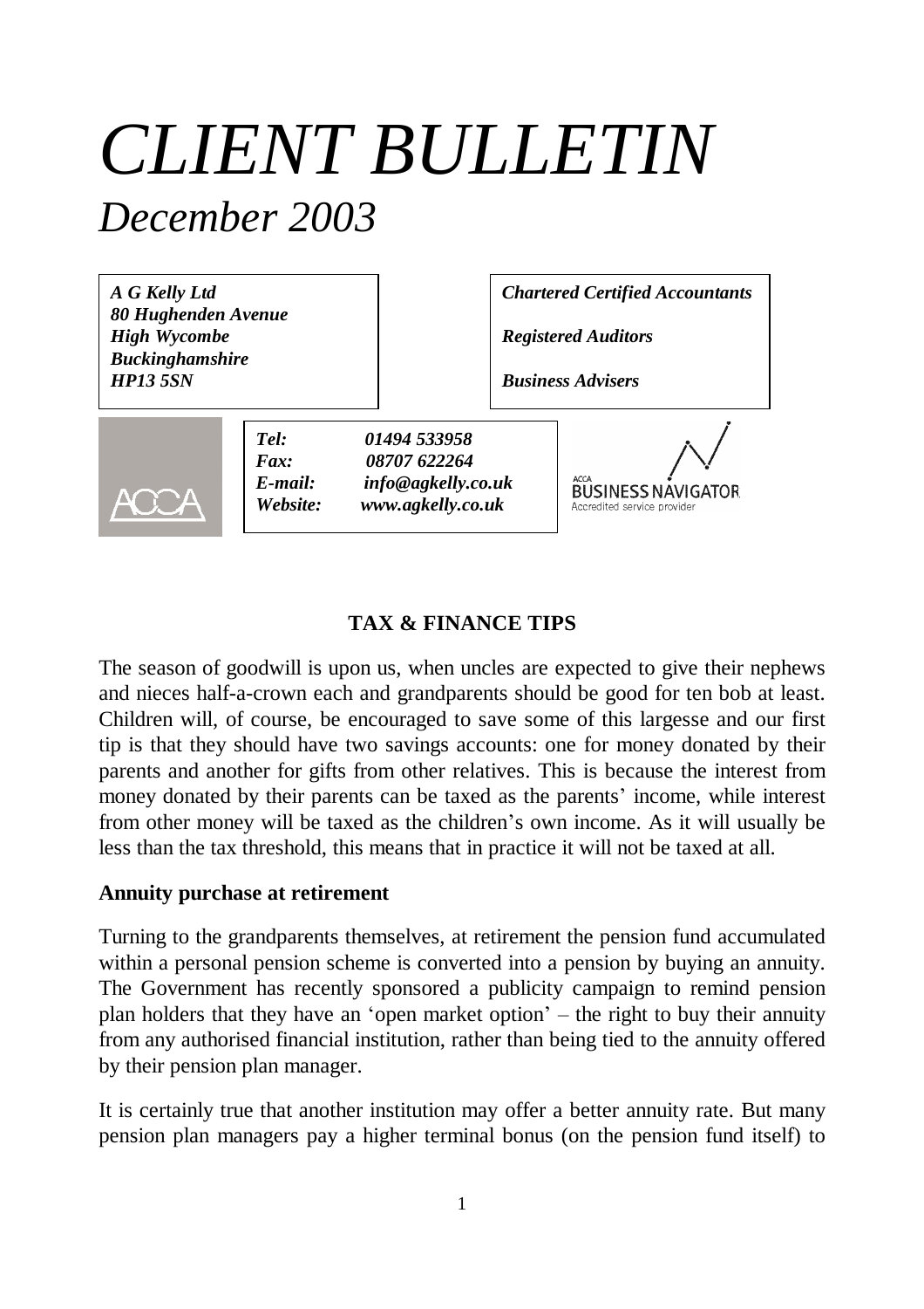# *CLIENT BULLETIN*

## *December 2003*

***A G Kelly Ltd***
***80 Hughenden Avenue***
***High Wycombe***
***Buckinghamshire***
***HP13 5SN***

***Chartered Certified Accountants***

***Registered Auditors***

***Business Advisers***

ACCA

***Tel:*** *01494 533958*
***Fax:*** *08707 622264*
***E-mail:*** *info@agkelly.co.uk*
***Website:*** *www.agkelly.co.uk*

ACCA BUSINESS NAVIGATOR
Accredited service provider

### TAX & FINANCE TIPS

The season of goodwill is upon us, when uncles are expected to give their nephews and nieces half-a-crown each and grandparents should be good for ten bob at least. Children will, of course, be encouraged to save some of this largesse and our first tip is that they should have two savings accounts: one for money donated by their parents and another for gifts from other relatives. This is because the interest from money donated by their parents can be taxed as the parents' income, while interest from other money will be taxed as the children's own income. As it will usually be less than the tax threshold, this means that in practice it will not be taxed at all.

#### Annuity purchase at retirement

Turning to the grandparents themselves, at retirement the pension fund accumulated within a personal pension scheme is converted into a pension by buying an annuity. The Government has recently sponsored a publicity campaign to remind pension plan holders that they have an 'open market option' – the right to buy their annuity from any authorised financial institution, rather than being tied to the annuity offered by their pension plan manager.

It is certainly true that another institution may offer a better annuity rate. But many pension plan managers pay a higher terminal bonus (on the pension fund itself) to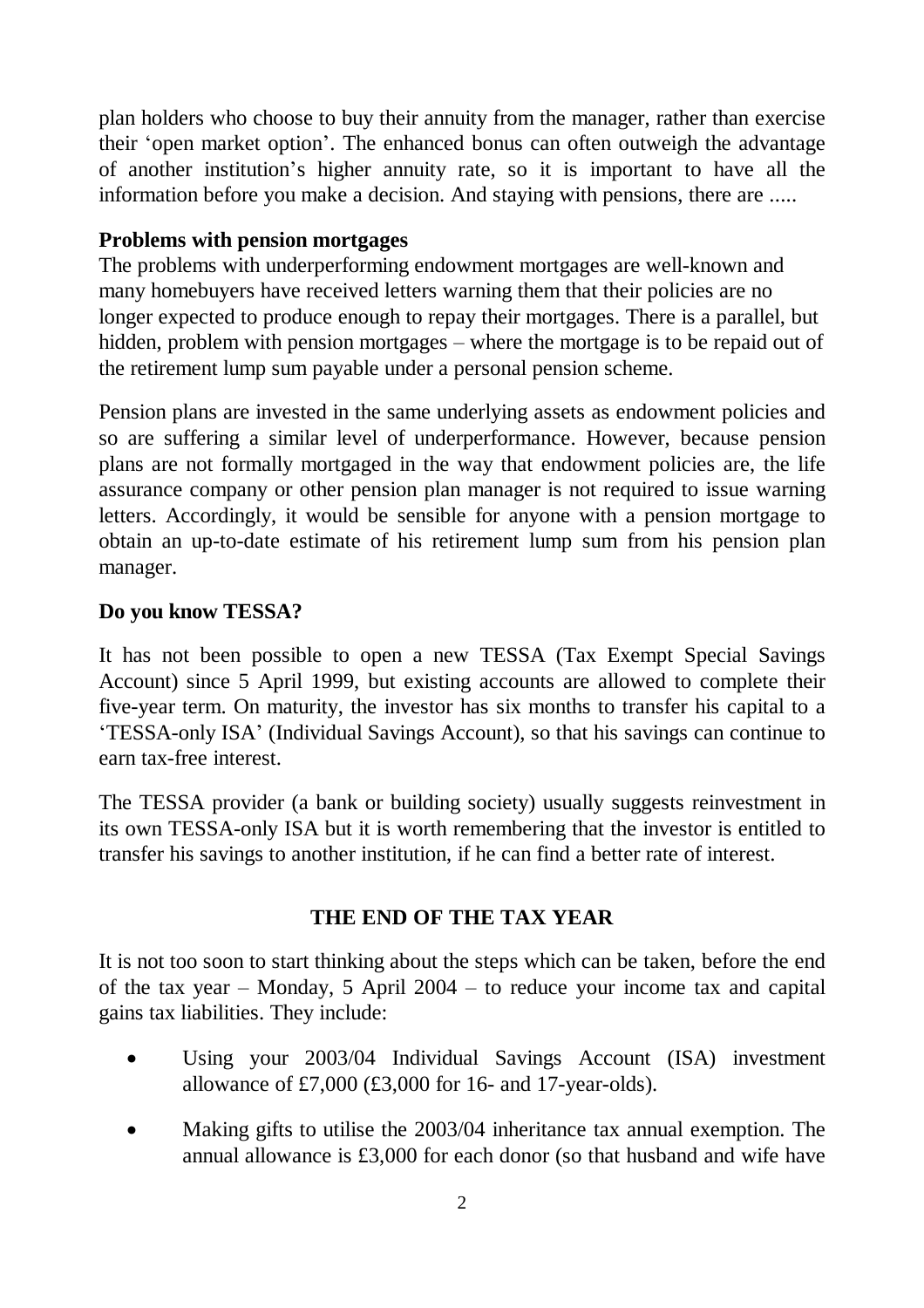plan holders who choose to buy their annuity from the manager, rather than exercise their 'open market option'. The enhanced bonus can often outweigh the advantage of another institution's higher annuity rate, so it is important to have all the information before you make a decision. And staying with pensions, there are .....

**Problems with pension mortgages**

The problems with underperforming endowment mortgages are well-known and many homebuyers have received letters warning them that their policies are no longer expected to produce enough to repay their mortgages. There is a parallel, but hidden, problem with pension mortgages – where the mortgage is to be repaid out of the retirement lump sum payable under a personal pension scheme.

Pension plans are invested in the same underlying assets as endowment policies and so are suffering a similar level of underperformance. However, because pension plans are not formally mortgaged in the way that endowment policies are, the life assurance company or other pension plan manager is not required to issue warning letters. Accordingly, it would be sensible for anyone with a pension mortgage to obtain an up-to-date estimate of his retirement lump sum from his pension plan manager.

**Do you know TESSA?**

It has not been possible to open a new TESSA (Tax Exempt Special Savings Account) since 5 April 1999, but existing accounts are allowed to complete their five-year term. On maturity, the investor has six months to transfer his capital to a 'TESSA-only ISA' (Individual Savings Account), so that his savings can continue to earn tax-free interest.

The TESSA provider (a bank or building society) usually suggests reinvestment in its own TESSA-only ISA but it is worth remembering that the investor is entitled to transfer his savings to another institution, if he can find a better rate of interest.

## THE END OF THE TAX YEAR

It is not too soon to start thinking about the steps which can be taken, before the end of the tax year – Monday, 5 April 2004 – to reduce your income tax and capital gains tax liabilities. They include:

- Using your 2003/04 Individual Savings Account (ISA) investment allowance of £7,000 (£3,000 for 16- and 17-year-olds).
- Making gifts to utilise the 2003/04 inheritance tax annual exemption. The annual allowance is £3,000 for each donor (so that husband and wife have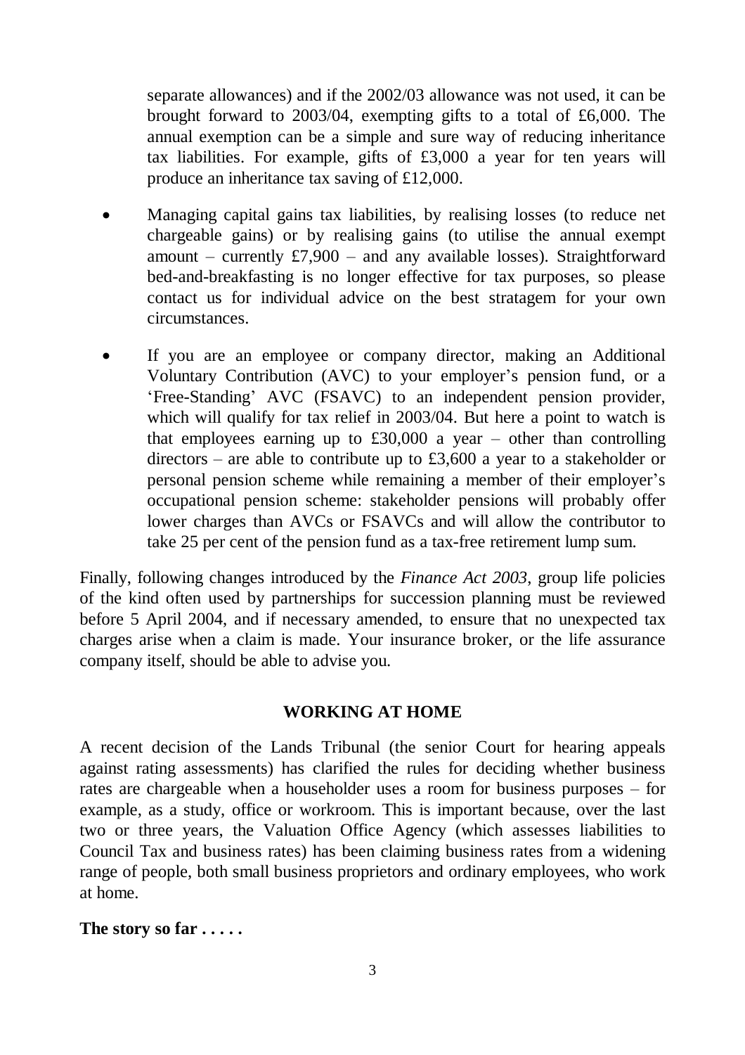separate allowances) and if the 2002/03 allowance was not used, it can be brought forward to 2003/04, exempting gifts to a total of £6,000. The annual exemption can be a simple and sure way of reducing inheritance tax liabilities. For example, gifts of £3,000 a year for ten years will produce an inheritance tax saving of £12,000.

- Managing capital gains tax liabilities, by realising losses (to reduce net chargeable gains) or by realising gains (to utilise the annual exempt amount – currently £7,900 – and any available losses). Straightforward bed-and-breakfasting is no longer effective for tax purposes, so please contact us for individual advice on the best stratagem for your own circumstances.
- If you are an employee or company director, making an Additional Voluntary Contribution (AVC) to your employer's pension fund, or a 'Free-Standing' AVC (FSAVC) to an independent pension provider, which will qualify for tax relief in 2003/04. But here a point to watch is that employees earning up to £30,000 a year – other than controlling directors – are able to contribute up to £3,600 a year to a stakeholder or personal pension scheme while remaining a member of their employer's occupational pension scheme: stakeholder pensions will probably offer lower charges than AVCs or FSAVCs and will allow the contributor to take 25 per cent of the pension fund as a tax-free retirement lump sum.

Finally, following changes introduced by the *Finance Act 2003*, group life policies of the kind often used by partnerships for succession planning must be reviewed before 5 April 2004, and if necessary amended, to ensure that no unexpected tax charges arise when a claim is made. Your insurance broker, or the life assurance company itself, should be able to advise you.

## WORKING AT HOME

A recent decision of the Lands Tribunal (the senior Court for hearing appeals against rating assessments) has clarified the rules for deciding whether business rates are chargeable when a householder uses a room for business purposes – for example, as a study, office or workroom. This is important because, over the last two or three years, the Valuation Office Agency (which assesses liabilities to Council Tax and business rates) has been claiming business rates from a widening range of people, both small business proprietors and ordinary employees, who work at home.

**The story so far . . . . .**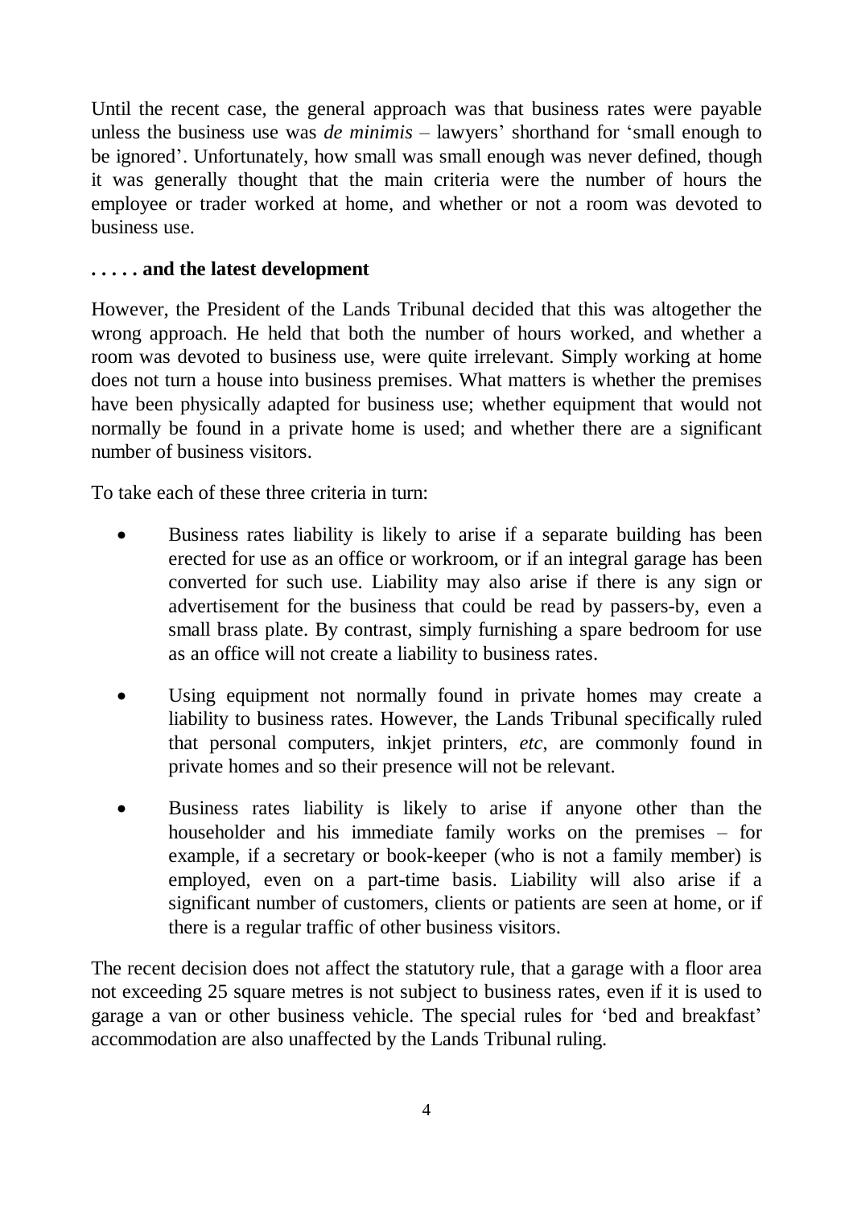Until the recent case, the general approach was that business rates were payable unless the business use was *de minimis* – lawyers' shorthand for 'small enough to be ignored'. Unfortunately, how small was small enough was never defined, though it was generally thought that the main criteria were the number of hours the employee or trader worked at home, and whether or not a room was devoted to business use.

**. . . . . and the latest development**

However, the President of the Lands Tribunal decided that this was altogether the wrong approach. He held that both the number of hours worked, and whether a room was devoted to business use, were quite irrelevant. Simply working at home does not turn a house into business premises. What matters is whether the premises have been physically adapted for business use; whether equipment that would not normally be found in a private home is used; and whether there are a significant number of business visitors.

To take each of these three criteria in turn:

- Business rates liability is likely to arise if a separate building has been erected for use as an office or workroom, or if an integral garage has been converted for such use. Liability may also arise if there is any sign or advertisement for the business that could be read by passers-by, even a small brass plate. By contrast, simply furnishing a spare bedroom for use as an office will not create a liability to business rates.
- Using equipment not normally found in private homes may create a liability to business rates. However, the Lands Tribunal specifically ruled that personal computers, inkjet printers, *etc*, are commonly found in private homes and so their presence will not be relevant.
- Business rates liability is likely to arise if anyone other than the householder and his immediate family works on the premises – for example, if a secretary or book-keeper (who is not a family member) is employed, even on a part-time basis. Liability will also arise if a significant number of customers, clients or patients are seen at home, or if there is a regular traffic of other business visitors.

The recent decision does not affect the statutory rule, that a garage with a floor area not exceeding 25 square metres is not subject to business rates, even if it is used to garage a van or other business vehicle. The special rules for 'bed and breakfast' accommodation are also unaffected by the Lands Tribunal ruling.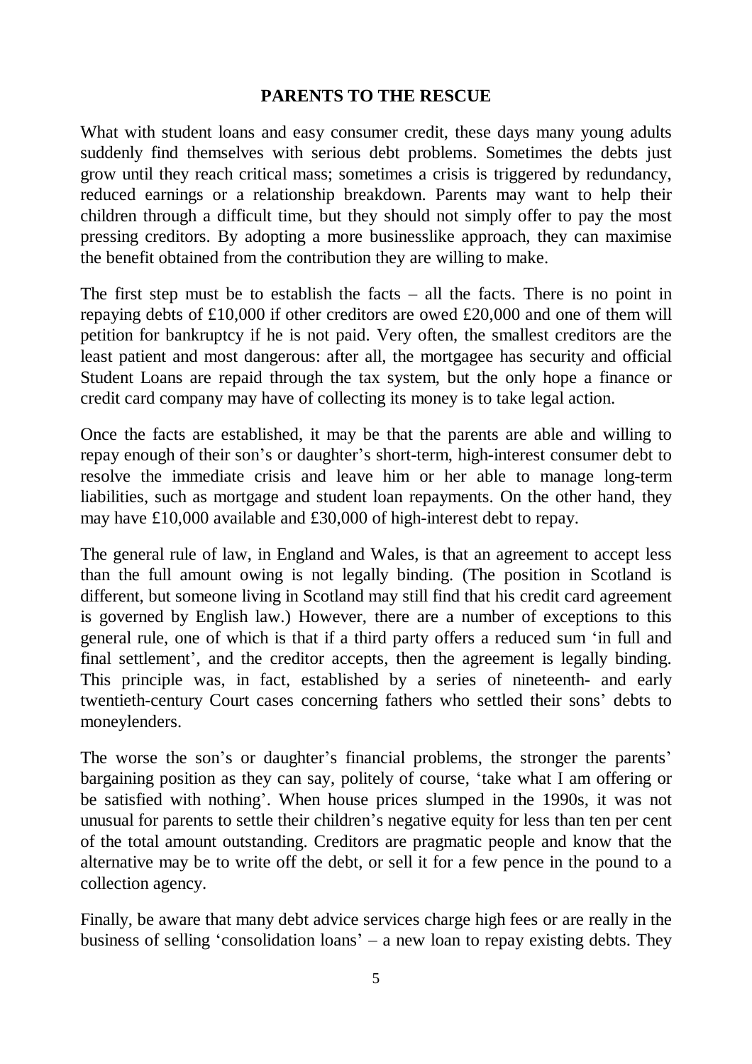## PARENTS TO THE RESCUE

What with student loans and easy consumer credit, these days many young adults suddenly find themselves with serious debt problems. Sometimes the debts just grow until they reach critical mass; sometimes a crisis is triggered by redundancy, reduced earnings or a relationship breakdown. Parents may want to help their children through a difficult time, but they should not simply offer to pay the most pressing creditors. By adopting a more businesslike approach, they can maximise the benefit obtained from the contribution they are willing to make.

The first step must be to establish the facts – all the facts. There is no point in repaying debts of £10,000 if other creditors are owed £20,000 and one of them will petition for bankruptcy if he is not paid. Very often, the smallest creditors are the least patient and most dangerous: after all, the mortgagee has security and official Student Loans are repaid through the tax system, but the only hope a finance or credit card company may have of collecting its money is to take legal action.

Once the facts are established, it may be that the parents are able and willing to repay enough of their son's or daughter's short-term, high-interest consumer debt to resolve the immediate crisis and leave him or her able to manage long-term liabilities, such as mortgage and student loan repayments. On the other hand, they may have £10,000 available and £30,000 of high-interest debt to repay.

The general rule of law, in England and Wales, is that an agreement to accept less than the full amount owing is not legally binding. (The position in Scotland is different, but someone living in Scotland may still find that his credit card agreement is governed by English law.) However, there are a number of exceptions to this general rule, one of which is that if a third party offers a reduced sum 'in full and final settlement', and the creditor accepts, then the agreement is legally binding. This principle was, in fact, established by a series of nineteenth- and early twentieth-century Court cases concerning fathers who settled their sons' debts to moneylenders.

The worse the son's or daughter's financial problems, the stronger the parents' bargaining position as they can say, politely of course, 'take what I am offering or be satisfied with nothing'. When house prices slumped in the 1990s, it was not unusual for parents to settle their children's negative equity for less than ten per cent of the total amount outstanding. Creditors are pragmatic people and know that the alternative may be to write off the debt, or sell it for a few pence in the pound to a collection agency.

Finally, be aware that many debt advice services charge high fees or are really in the business of selling 'consolidation loans' – a new loan to repay existing debts. They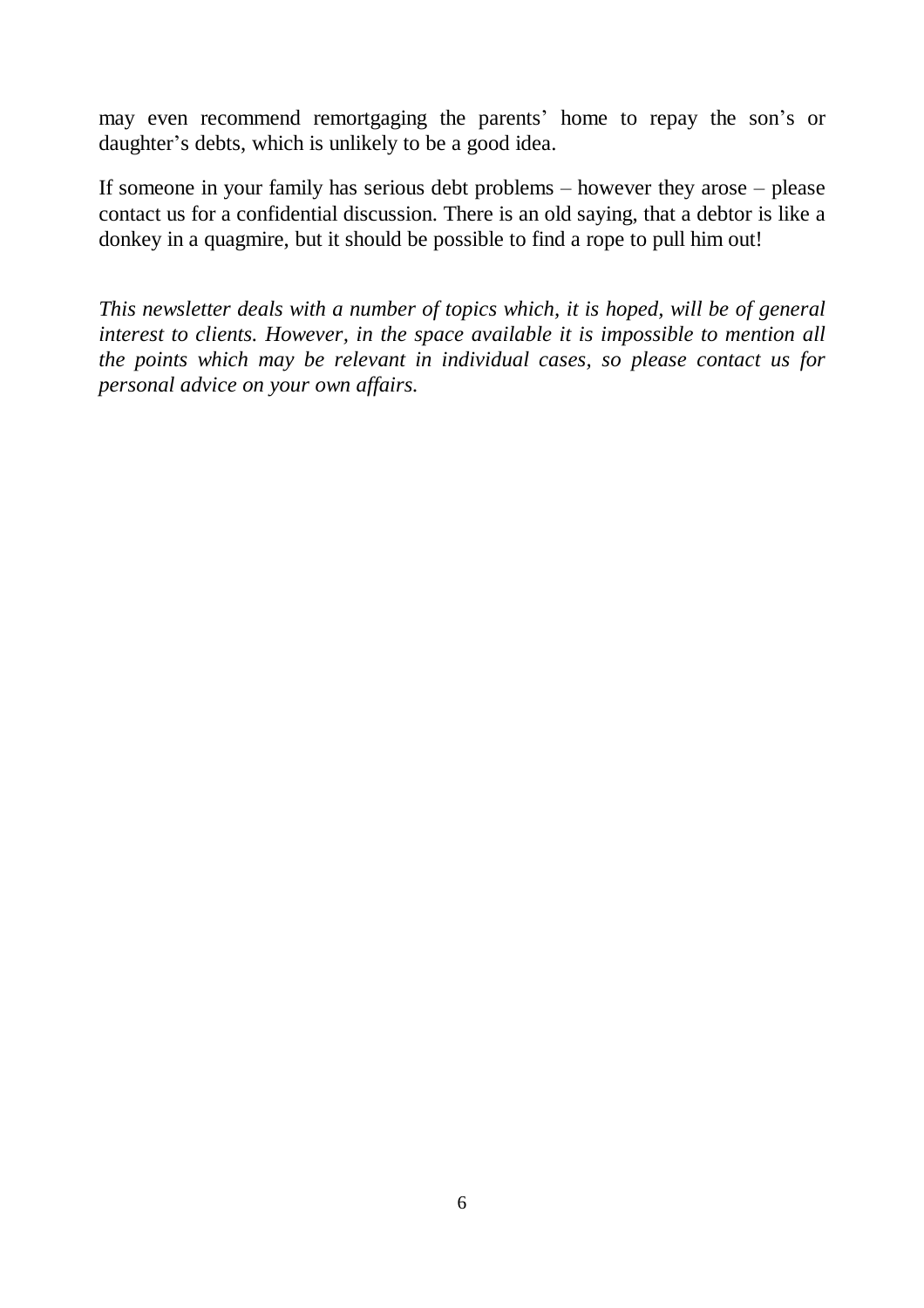may even recommend remortgaging the parents' home to repay the son's or daughter's debts, which is unlikely to be a good idea.

If someone in your family has serious debt problems – however they arose – please contact us for a confidential discussion. There is an old saying, that a debtor is like a donkey in a quagmire, but it should be possible to find a rope to pull him out!

*This newsletter deals with a number of topics which, it is hoped, will be of general interest to clients. However, in the space available it is impossible to mention all the points which may be relevant in individual cases, so please contact us for personal advice on your own affairs.*